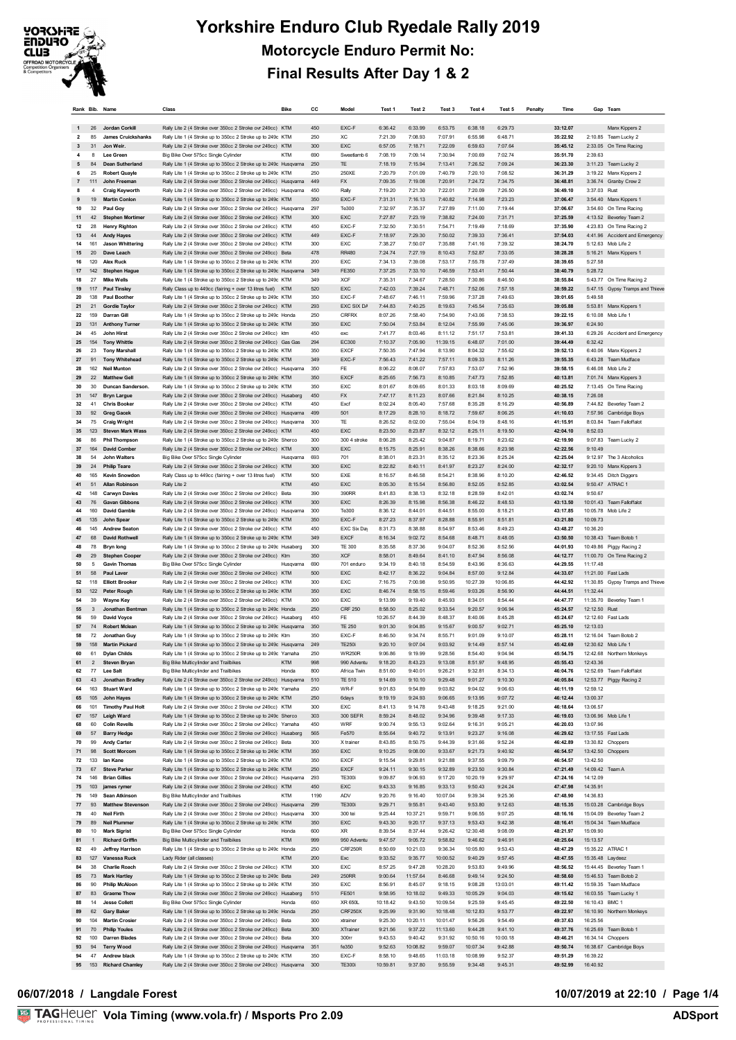# Yorkshire Enduro Club Ryedale Rally 2019

## Motorcycle Enduro Permit No:

## Final Results After Day 1 & 2

| Rank | Bib. | Name | Class | Bike | cc | Model | Test 1 | Test 2 | Test 3 | Test 4 | Test 5 | Penalty | Time | Gap | Team |
|---|---|---|---|---|---|---|---|---|---|---|---|---|---|---|---|
| 1 | 26 | Jordan Corkill | Rally Lite 2 (4 Stroke over 350cc 2 Stroke ovr 249cc) | KTM | 450 | EXC-F | 6:36.42 | 6:33.99 | 6:53.75 | 6:38.18 | 6:29.73 | | 33:12.07 | | Manx Kippers 2 |
| 2 | 85 | James Cruickshanks | Rally Lite 1 (4 Stroke up to 350cc 2 Stroke up to 249c | KTM | 250 | XC | 7:21.39 | 7:08.93 | 7:07.91 | 6:55.98 | 6:48.71 | | 35:22.92 | 2:10.85 | Team Lucky 2 |
| 3 | 31 | Jon Weir. | Rally Lite 2 (4 Stroke over 350cc 2 Stroke ovr 249cc) | KTM | 300 | EXC | 6:57.05 | 7:18.71 | 7:22.09 | 6:59.63 | 7:07.64 | | 35:45.12 | 2:33.05 | On Time Racing |
| 4 | 8 | Lee Green | Big Bike Over 575cc Single Cylinder | KTM | 690 | Sweetlamb 6 | 7:08.19 | 7:09.14 | 7:30.94 | 7:00.69 | 7:02.74 | | 35:51.70 | 2:39.63 | |
| 5 | 84 | Dean Sutherland | Rally Lite 1 (4 Stroke up to 350cc 2 Stroke up to 249c | Husqvarna | 250 | TE | 7:18.19 | 7:15.94 | 7:13.41 | 7:26.52 | 7:09.24 | | 36:23.30 | 3:11.23 | Team Lucky 2 |
| 6 | 25 | Robert Quayle | Rally Lite 1 (4 Stroke up to 350cc 2 Stroke up to 249c | KTM | 250 | 250XE | 7:20.79 | 7:01.09 | 7:40.79 | 7:20.10 | 7:08.52 | | 36:31.29 | 3:19.22 | Manx Kippers 2 |
| 7 | 111 | John Freeman | Rally Lite 2 (4 Stroke over 350cc 2 Stroke ovr 249cc) | Husqvarna | 449 | FX | 7:09.35 | 7:19.08 | 7:20.91 | 7:24.72 | 7:34.75 | | 36:48.81 | 3:36.74 | Granby Crew 2 |
| 8 | 4 | Craig Keyworth | Rally Lite 2 (4 Stroke over 350cc 2 Stroke ovr 249cc) | Husqvarna | 450 | Rally | 7:19.20 | 7:21.30 | 7:22.01 | 7:20.09 | 7:26.50 | | 36:49.10 | 3:37.03 | Rust |
| 9 | 19 | Martin Conlon | Rally Lite 1 (4 Stroke up to 350cc 2 Stroke up to 249c | KTM | 350 | EXC-F | 7:31.31 | 7:16.13 | 7:40.82 | 7:14.98 | 7:23.23 | | 37:06.47 | 3:54.40 | Manx Kippers 1 |
| 10 | 32 | Paul Goy | Rally Lite 2 (4 Stroke over 350cc 2 Stroke ovr 249cc) | Husqvarna | 297 | Te300 | 7:32.97 | 7:35.37 | 7:27.89 | 7:11.00 | 7:19.44 | | 37:06.67 | 3:54.60 | On Time Racing |
| 11 | 42 | Stephen Mortimer | Rally Lite 2 (4 Stroke over 350cc 2 Stroke ovr 249cc) | KTM | 300 | EXC | 7:27.87 | 7:23.19 | 7:38.82 | 7:24.00 | 7:31.71 | | 37:25.59 | 4:13.52 | Beverley Team 2 |
| 12 | 28 | Henry Righton | Rally Lite 2 (4 Stroke over 350cc 2 Stroke ovr 249cc) | KTM | 450 | EXC-F | 7:32.50 | 7:30.51 | 7:54.71 | 7:19.49 | 7:18.69 | | 37:35.90 | 4:23.83 | On Time Racing 2 |
| 13 | 44 | Andy Hayes | Rally Lite 2 (4 Stroke over 350cc 2 Stroke ovr 249cc) | KTM | 449 | EXC-F | 7:18.97 | 7:29.30 | 7:50.02 | 7:39.33 | 7:36.41 | | 37:54.03 | 4:41.96 | Accident and Emergency |
| 14 | 161 | Jason Whittering | Rally Lite 2 (4 Stroke over 350cc 2 Stroke ovr 249cc) | KTM | 300 | EXC | 7:38.27 | 7:50.07 | 7:35.88 | 7:41.16 | 7:39.32 | | 38:24.70 | 5:12.63 | Mob Life 2 |
| 15 | 20 | Dave Leach | Rally Lite 2 (4 Stroke over 350cc 2 Stroke ovr 249cc) | Beta | 478 | RR480 | 7:24.74 | 7:27.19 | 8:10.43 | 7:52.87 | 7:33.05 | | 38:28.28 | 5:16.21 | Manx Kippers 1 |
| 16 | 120 | Alex Ruck | Rally Lite 1 (4 Stroke up to 350cc 2 Stroke up to 249c | KTM | 200 | EXC | 7:34.13 | 7:39.08 | 7:53.17 | 7:55.78 | 7:37.49 | | 38:39.65 | 5:27.58 | |
| 17 | 142 | Stephen Hague | Rally Lite 1 (4 Stroke up to 350cc 2 Stroke up to 249c | Husqvarna | 349 | FE350 | 7:37.25 | 7:33.10 | 7:46.59 | 7:53.41 | 7:50.44 | | 38:40.79 | 5:28.72 | |
| 18 | 27 | Mike Wells | Rally Lite 1 (4 Stroke up to 350cc 2 Stroke up to 249c | KTM | 349 | XCF | 7:35.31 | 7:34.67 | 7:28.50 | 7:30.86 | 8:46.50 | | 38:55.84 | 5:43.77 | On Time Racing 2 |
| 19 | 117 | Paul Tinsley | Rally Class up to 449cc (fairing + over 13 litres fuel) | KTM | 520 | EXC | 7:42.03 | 7:39.24 | 7:48.71 | 7:52.06 | 7:57.18 | | 38:59.22 | 5:47.15 | Gypsy Tramps and Thieve |
| 20 | 138 | Paul Boother | Rally Lite 1 (4 Stroke up to 350cc 2 Stroke up to 249c | KTM | 350 | EXC-F | 7:48.67 | 7:46.11 | 7:59.96 | 7:37.28 | 7:49.63 | | 39:01.65 | 5:49.58 | |
| 21 | 21 | Gordie Taylor | Rally Lite 2 (4 Stroke over 350cc 2 Stroke ovr 249cc) | KTM | 293 | EXC SIX DA | 7:44.83 | 7:40.25 | 8:19.63 | 7:45.54 | 7:35.63 | | 39:05.88 | 5:53.81 | Manx Kippers 1 |
| 22 | 159 | Darran Gill | Rally Lite 1 (4 Stroke up to 350cc 2 Stroke up to 249c | Honda | 250 | CRFRX | 8:07.26 | 7:58.40 | 7:54.90 | 7:43.06 | 7:38.53 | | 39:22.15 | 6:10.08 | Mob Life 1 |
| 23 | 131 | Anthony Turner | Rally Lite 1 (4 Stroke up to 350cc 2 Stroke up to 249c | KTM | 350 | EXC | 7:50.04 | 7:53.84 | 8:12.04 | 7:55.99 | 7:45.06 | | 39:36.97 | 6:24.90 | |
| 24 | 45 | John Hirst | Rally Lite 2 (4 Stroke over 350cc 2 Stroke ovr 249cc) | ktm | 450 | exc | 7:41.77 | 8:03.46 | 8:11.12 | 7:51.17 | 7:53.81 | | 39:41.33 | 6:29.26 | Accident and Emergency |
| 25 | 154 | Tony Whittle | Rally Lite 2 (4 Stroke over 350cc 2 Stroke ovr 249cc) | Gas Gas | 294 | EC300 | 7:10.37 | 7:05.90 | 11:39.15 | 6:48.07 | 7:01.00 | | 39:44.49 | 6:32.42 | |
| 26 | 23 | Tony Marshall | Rally Lite 1 (4 Stroke up to 350cc 2 Stroke up to 249c | KTM | 350 | EXCF | 7:50.35 | 7:47.94 | 8:13.90 | 8:04.32 | 7:55.62 | | 39:52.13 | 6:40.06 | Manx Kippers 2 |
| 27 | 91 | Tony Whitehead | Rally Lite 1 (4 Stroke up to 350cc 2 Stroke up to 249c | KTM | 349 | EXC-F | 7:56.43 | 7:41.22 | 7:57.11 | 8:09.33 | 8:11.26 | | 39:55.35 | 6:43.28 | Team Mudface |
| 28 | 162 | Neil Munton | Rally Lite 2 (4 Stroke over 350cc 2 Stroke ovr 249cc) | Husqvarna | 350 | FE | 8:06.22 | 8:08.07 | 7:57.83 | 7:53.07 | 7:52.96 | | 39:58.15 | 6:46.08 | Mob Life 2 |
| 29 | 22 | Matthew Gell | Rally Lite 1 (4 Stroke up to 350cc 2 Stroke up to 249c | KTM | 350 | EXCF | 8:25.65 | 7:56.73 | 8:10.85 | 7:47.73 | 7:52.85 | | 40:13.81 | 7:01.74 | Manx Kippers 3 |
| 30 | 30 | Duncan Sanderson. | Rally Lite 1 (4 Stroke up to 350cc 2 Stroke up to 249c | KTM | 350 | EXC | 8:01.67 | 8:09.65 | 8:01.33 | 8:03.18 | 8:09.69 | | 40:25.52 | 7:13.45 | On Time Racing |
| 31 | 147 | Bryn Largue | Rally Lite 2 (4 Stroke over 350cc 2 Stroke ovr 249cc) | Husaberg | 450 | FX | 7:47.17 | 8:11.23 | 8:07.66 | 8:21.84 | 8:10.25 | | 40:38.15 | 7:26.08 | |
| 32 | 41 | Chris Booker | Rally Lite 2 (4 Stroke over 350cc 2 Stroke ovr 249cc) | KTM | 450 | Excf | 8:02.24 | 8:05.40 | 7:57.68 | 8:35.28 | 8:16.29 | | 40:56.89 | 7:44.82 | Beverley Team 2 |
| 33 | 92 | Greg Gacek | Rally Lite 2 (4 Stroke over 350cc 2 Stroke ovr 249cc) | Husqvarna | 499 | 501 | 8:17.29 | 8:28.10 | 8:18.72 | 7:59.67 | 8:06.25 | | 41:10.03 | 7:57.96 | Cambridge Boys |
| 34 | 75 | Craig Wright | Rally Lite 2 (4 Stroke over 350cc 2 Stroke ovr 249cc) | Husqvarna | 300 | TE | 8:26.52 | 8:02.00 | 7:55.04 | 8:04.19 | 8:48.16 | | 41:15.91 | 8:03.84 | Team Falloffalot |
| 35 | 123 | Steven Mark Wass | Rally Lite 2 (4 Stroke over 350cc 2 Stroke ovr 249cc) | KTM | 450 | EXC | 8:23.50 | 8:23.80 | 8:32.12 | 8:25.11 | 8:19.50 | | 42:04.10 | 8:52.03 | |
| 36 | 86 | Phil Thompson | Rally Lite 1 (4 Stroke up to 350cc 2 Stroke up to 249c | Sherco | 300 | 300 4 stroke | 8:06.28 | 8:25.42 | 9:04.87 | 8:19.71 | 8:23.62 | | 42:19.90 | 9:07.83 | Team Lucky 2 |
| 37 | 164 | David Comber | Rally Lite 2 (4 Stroke over 350cc 2 Stroke ovr 249cc) | KTM | 300 | EXC | 8:15.75 | 8:25.91 | 8:38.26 | 8:38.66 | 8:23.98 | | 42:22.56 | 9:10.49 | |
| 38 | 54 | John Walters | Big Bike Over 575cc Single Cylinder | Husqvarna | 693 | 701 | 8:38.01 | 8:23.31 | 8:35.12 | 8:23.36 | 8:25.24 | | 42:25.04 | 9:12.97 | The 3 Alcoholics |
| 39 | 24 | Philip Teare | Rally Lite 2 (4 Stroke over 350cc 2 Stroke ovr 249cc) | KTM | 300 | EXC | 8:22.82 | 8:40.11 | 8:41.97 | 8:23.27 | 8:24.00 | | 42:32.17 | 9:20.10 | Manx Kippers 3 |
| 40 | 165 | Kevin Snowdon | Rally Class up to 449cc (fairing + over 13 litres fuel) | KTM | 500 | EXE | 8:16.57 | 8:46.58 | 8:54.21 | 8:38.96 | 8:10.20 | | 42:46.52 | 9:34.45 | Ditch Diggers |
| 41 | 51 | Allan Robinson | Rally Lite 2 | KTM | 450 | EXC | 8:05.30 | 8:15.54 | 8:56.80 | 8:52.05 | 8:52.85 | | 43:02.54 | 9:50.47 | ATRAC 1 |
| 42 | 148 | Carwyn Davies | Rally Lite 2 (4 Stroke over 350cc 2 Stroke ovr 249cc) | Beta | 390 | 390RR | 8:41.83 | 8:38.13 | 8:32.18 | 8:28.59 | 8:42.01 | | 43:02.74 | 9:50.67 | |
| 43 | 76 | Gavan Gibbons | Rally Lite 2 (4 Stroke over 350cc 2 Stroke ovr 249cc) | KTM | 300 | EXC | 8:26.39 | 8:15.98 | 8:56.38 | 8:46.22 | 8:48.53 | | 43:13.50 | 10:01.43 | Team Falloffalot |
| 44 | 160 | David Gamble | Rally Lite 2 (4 Stroke over 350cc 2 Stroke ovr 249cc) | Husqvarna | 300 | Te300 | 8:36.12 | 8:44.01 | 8:44.51 | 8:55.00 | 8:18.21 | | 43:17.85 | 10:05.78 | Mob Life 2 |
| 45 | 135 | John Spear | Rally Lite 1 (4 Stroke up to 350cc 2 Stroke up to 249c | KTM | 350 | EXC-F | 8:27.23 | 8:37.97 | 8:28.88 | 8:55.91 | 8:51.81 | | 43:21.80 | 10:09.73 | |
| 46 | 145 | Andrew Seaton | Rally Lite 2 (4 Stroke over 350cc 2 Stroke ovr 249cc) | KTM | 450 | EXC Six Day | 8:31.73 | 8:38.88 | 8:54.97 | 8:53.46 | 8:49.23 | | 43:48.27 | 10:36.20 | |
| 47 | 68 | David Rothwell | Rally Lite 1 (4 Stroke up to 350cc 2 Stroke up to 249c | KTM | 349 | EXCF | 8:16.34 | 9:02.72 | 8:54.68 | 8:48.71 | 8:48.05 | | 43:50.50 | 10:38.43 | Team Botob 1 |
| 48 | 78 | Bryn long | Rally Lite 2 (4 Stroke over 350cc 2 Stroke ovr 249cc) | Husaberg | 300 | TE 300 | 8:35.58 | 8:37.36 | 9:04.07 | 8:52.36 | 8:52.56 | | 44:01.93 | 10:49.86 | Piggy Racing 2 |
| 49 | 29 | Stephen Cooper | Rally Lite 2 (4 Stroke over 350cc 2 Stroke ovr 249cc) | Ktm | 350 | XCF | 8:58.01 | 8:49.64 | 8:41.10 | 8:47.94 | 8:56.08 | | 44:12.77 | 11:00.70 | On Time Racing 2 |
| 50 | 5 | Gavin Thomas | Big Bike Over 575cc Single Cylinder | Husqvarna | 690 | 701 enduro | 9:34.19 | 8:40.18 | 8:54.59 | 8:43.96 | 8:36.63 | | 44:29.55 | 11:17.48 | |
| 51 | 58 | Paul Laver | Rally Lite 2 (4 Stroke over 350cc 2 Stroke ovr 249cc) | KTM | 500 | EXC | 8:42.17 | 8:36.22 | 9:04.84 | 8:57.00 | 9:12.84 | | 44:33.07 | 11:21.00 | Fast Lads |
| 52 | 118 | Elliott Brooker | Rally Lite 2 (4 Stroke over 350cc 2 Stroke ovr 249cc) | KTM | 300 | EXC | 7:16.75 | 7:00.98 | 9:50.95 | 10:27.39 | 10:06.85 | | 44:42.92 | 11:30.85 | Gypsy Tramps and Thieve |
| 53 | 122 | Peter Rough | Rally Lite 1 (4 Stroke up to 350cc 2 Stroke up to 249c | KTM | 350 | EXC | 8:46.74 | 8:58.15 | 8:59.46 | 9:03.26 | 8:56.90 | | 44:44.51 | 11:32.44 | |
| 54 | 39 | Wayne Key | Rally Lite 2 (4 Stroke over 350cc 2 Stroke ovr 249cc) | KTM | 300 | EXC | 9:13.99 | 9:19.40 | 8:45.93 | 8:34.01 | 8:54.44 | | 44:47.77 | 11:35.70 | Beverley Team 1 |
| 55 | 3 | Jonathan Bentman | Rally Lite 1 (4 Stroke up to 350cc 2 Stroke up to 249c | Honda | 250 | CRF 250 | 8:58.50 | 8:25.02 | 9:33.54 | 9:20.57 | 9:06.94 | | 45:24.57 | 12:12.50 | Rust |
| 56 | 59 | David Voyce | Rally Lite 2 (4 Stroke over 350cc 2 Stroke ovr 249cc) | Husaberg | 450 | FE | 10:26.57 | 8:44.39 | 8:48.37 | 8:40.06 | 8:45.28 | | 45:24.67 | 12:12.60 | Fast Lads |
| 57 | 74 | Robert Mclean | Rally Lite 1 (4 Stroke up to 350cc 2 Stroke up to 249c | Husqvarna | 350 | TE 250 | 9:01.30 | 9:04.85 | 9:15.67 | 9:00.57 | 9:02.71 | | 45:25.10 | 12:13.03 | |
| 58 | 72 | Jonathan Guy | Rally Lite 1 (4 Stroke up to 350cc 2 Stroke up to 249c | Ktm | 350 | EXC-F | 8:46.50 | 9:34.74 | 8:55.71 | 9:01.09 | 9:10.07 | | 45:28.11 | 12:16.04 | Team Botob 2 |
| 59 | 158 | Martin Pickard | Rally Lite 1 (4 Stroke up to 350cc 2 Stroke up to 249c | Husqvarna | 249 | TE250i | 9:20.10 | 9:07.04 | 9:03.92 | 9:14.49 | 8:57.14 | | 45:42.69 | 12:30.62 | Mob Life 1 |
| 60 | 61 | Dylan Childs | Rally Lite 1 (4 Stroke up to 350cc 2 Stroke up to 249c | Yamaha | 250 | WR250R | 9:06.86 | 9:19.99 | 9:28.56 | 8:54.40 | 9:04.94 | | 45:54.75 | 12:42.68 | Northern Monkeys |
| 61 | 2 | Steven Bryan | Big Bike Multicylinder and Trailbikes | KTM | 998 | 990 Adventu | 9:18.20 | 8:43.23 | 9:13.08 | 8:51.97 | 9:48.95 | | 45:55.43 | 12:43.36 | |
| 62 | 77 | Lee Salt | Big Bike Multicylinder and Trailbikes | Honda | 800 | Africa Twin | 8:51.60 | 9:40.01 | 9:26.21 | 9:32.81 | 8:34.13 | | 46:04.76 | 12:52.69 | Team Falloffalot |
| 63 | 43 | Jonathan Bradley | Rally Lite 2 (4 Stroke over 350cc 2 Stroke ovr 249cc) | Husqvarna | 510 | TE 510 | 9:14.69 | 9:10.10 | 9:29.48 | 9:01.27 | 9:10.30 | | 46:05.84 | 12:53.77 | Piggy Racing 2 |
| 64 | 163 | Stuart Ward | Rally Lite 1 (4 Stroke up to 350cc 2 Stroke up to 249c | Yamaha | 250 | WR-F | 9:01.83 | 9:54.89 | 9:03.82 | 9:04.02 | 9:06.63 | | 46:11.19 | 12:59.12 | |
| 65 | 105 | John Hayes | Rally Lite 1 (4 Stroke up to 350cc 2 Stroke up to 249c | KTM | 250 | 6days | 9:19.19 | 9:24.93 | 9:06.65 | 9:13.95 | 9:07.72 | | 46:12.44 | 13:00.37 | |
| 66 | 101 | Timothy Paul Holt | Rally Lite 2 (4 Stroke over 350cc 2 Stroke ovr 249cc) | KTM | 300 | EXC | 8:41.13 | 9:14.78 | 9:43.48 | 9:18.25 | 9:21.00 | | 46:18.64 | 13:06.57 | |
| 67 | 157 | Leigh Ward | Rally Lite 1 (4 Stroke up to 350cc 2 Stroke up to 249c | Sherco | 303 | 300 SEFR | 8:59.24 | 8:48.02 | 9:34.96 | 9:39.48 | 9:17.33 | | 46:19.03 | 13:06.96 | Mob Life 1 |
| 68 | 60 | Colin Revells | Rally Lite 2 (4 Stroke over 350cc 2 Stroke ovr 249cc) | Yamaha | 450 | WRF | 9:00.74 | 9:55.13 | 9:02.64 | 9:16.31 | 9:05.21 | | 46:20.03 | 13:07.96 | |
| 69 | 57 | Barry Hedge | Rally Lite 2 (4 Stroke over 350cc 2 Stroke ovr 249cc) | Husaberg | 565 | Fe570 | 8:55.64 | 9:40.72 | 9:13.91 | 9:23.27 | 9:16.08 | | 46:29.62 | 13:17.55 | Fast Lads |
| 70 | 99 | Andy Carter | Rally Lite 2 (4 Stroke over 350cc 2 Stroke ovr 249cc) | Beta | 300 | X trainer | 8:43.85 | 8:50.75 | 9:44.39 | 9:31.66 | 9:52.24 | | 46:42.89 | 13:30.82 | Choppers |
| 71 | 98 | Scott Morcom | Rally Lite 1 (4 Stroke up to 350cc 2 Stroke up to 249c | KTM | 350 | EXC | 9:10.25 | 9:08.00 | 9:33.67 | 9:21.73 | 9:40.92 | | 46:54.57 | 13:42.50 | Choppers |
| 72 | 133 | Ian Kane | Rally Lite 1 (4 Stroke up to 350cc 2 Stroke up to 249c | KTM | 350 | EXCF | 9:15.54 | 9:29.81 | 9:21.88 | 9:37.55 | 9:09.79 | | 46:54.57 | 13:42.50 | |
| 73 | 67 | Steve Parker | Rally Lite 1 (4 Stroke up to 350cc 2 Stroke up to 249c | KTM | 250 | EXCF | 9:24.11 | 9:30.15 | 9:32.89 | 9:23.50 | 9:30.84 | | 47:21.49 | 14:09.42 | Team A |
| 74 | 146 | Brian Gillies | Rally Lite 2 (4 Stroke over 350cc 2 Stroke ovr 249cc) | Husqvarna | 293 | TE300i | 9:09.87 | 9:06.93 | 9:17.20 | 10:20.19 | 9:29.97 | | 47:24.16 | 14:12.09 | |
| 75 | 103 | james rymer | Rally Lite 2 (4 Stroke over 350cc 2 Stroke ovr 249cc) | KTM | 450 | EXC | 9:43.33 | 9:16.85 | 9:33.13 | 9:50.43 | 9:24.24 | | 47:47.98 | 14:35.91 | |
| 76 | 149 | Sean Atkinson | Big Bike Multicylinder and Trailbikes | KTM | 1190 | ADV | 9:20.76 | 9:16.40 | 10:07.04 | 9:39.34 | 9:25.36 | | 47:48.90 | 14:36.83 | |
| 77 | 93 | Matthew Stevenson | Rally Lite 2 (4 Stroke over 350cc 2 Stroke ovr 249cc) | Husqvarna | 299 | TE300i | 9:29.71 | 9:56.81 | 9:43.40 | 9:53.80 | 9:12.63 | | 48:15.35 | 15:03.28 | Cambridge Boys |
| 78 | 40 | Neil Firth | Rally Lite 2 (4 Stroke over 350cc 2 Stroke ovr 249cc) | Husqvarna | 300 | 300 tei | 9:25.44 | 10:37.21 | 9:59.71 | 9:06.55 | 9:07.25 | | 48:16.16 | 15:04.09 | Beverley Team 2 |
| 79 | 89 | Neil Plummer | Rally Lite 1 (4 Stroke up to 350cc 2 Stroke up to 249c | KTM | 350 | EXC | 9:43.30 | 9:20.17 | 9:37.13 | 9:53.43 | 9:42.38 | | 48:16.41 | 15:04.34 | Team Mudface |
| 80 | 10 | Mark Sigrist | Big Bike Over 575cc Single Cylinder | Honda | 600 | XR | 8:39.54 | 8:37.44 | 9:26.42 | 12:30.48 | 9:08.09 | | 48:21.97 | 15:09.90 | |
| 81 | 1 | Richard Griffin | Big Bike Multicylinder and Trailbikes | KTM | 999 | 950 Adventu | 9:47.57 | 9:05.72 | 9:58.82 | 9:46.62 | 9:46.91 | | 48:25.64 | 15:13.57 | |
| 82 | 49 | Jeffrey Harrison | Rally Lite 1 (4 Stroke up to 350cc 2 Stroke up to 249c | Honda | 250 | CRF250R | 8:50.69 | 10:21.03 | 9:36.34 | 10:05.80 | 9:53.43 | | 48:47.29 | 15:35.22 | ATRAC 1 |
| 83 | 127 | Vanessa Ruck | Lady Rider (all classes) | KTM | 200 | Exc | 9:33.52 | 9:35.77 | 10:00.52 | 9:40.29 | 9:57.45 | | 48:47.55 | 15:35.48 | Laydeez |
| 84 | 38 | Charlie Roach | Rally Lite 2 (4 Stroke over 350cc 2 Stroke ovr 249cc) | KTM | 300 | EXC | 8:57.25 | 9:47.28 | 10:28.20 | 9:53.83 | 9:49.96 | | 48:56.52 | 15:44.45 | Beverley Team 1 |
| 85 | 73 | Mark Hartley | Rally Lite 1 (4 Stroke up to 350cc 2 Stroke up to 249c | Beta | 249 | 250RR | 9:00.64 | 11:57.64 | 8:46.68 | 9:49.14 | 9:24.50 | | 48:58.60 | 15:46.53 | Team Botob 2 |
| 86 | 90 | Philip McAloon | Rally Lite 1 (4 Stroke up to 350cc 2 Stroke up to 249c | KTM | 350 | EXC | 8:56.91 | 8:45.07 | 9:18.15 | 9:08.28 | 13:03.01 | | 49:11.42 | 15:59.35 | Team Mudface |
| 87 | 83 | Graeme Thow | Rally Lite 2 (4 Stroke over 350cc 2 Stroke ovr 249cc) | Husqvarna | 510 | FE501 | 9:58.95 | 10:18.02 | 9:49.33 | 10:05.29 | 9:04.03 | | 49:15.62 | 16:03.55 | Team Lucky 1 |
| 88 | 14 | Jesse Collett | Big Bike Over 575cc Single Cylinder | Honda | 650 | XR 650L | 10:18.42 | 9:43.50 | 10:09.54 | 9:25.59 | 9:45.45 | | 49:22.50 | 16:10.43 | BMC 1 |
| 89 | 62 | Gary Baker | Rally Lite 1 (4 Stroke up to 350cc 2 Stroke up to 249c | Honda | 250 | CRF250X | 9:25.99 | 9:31.90 | 10:18.48 | 10:12.83 | 9:53.77 | | 49:22.97 | 16:10.90 | Northern Monkeys |
| 90 | 104 | Martin Crosier | Rally Lite 2 (4 Stroke over 350cc 2 Stroke ovr 249cc) | Beta | 300 | xtrainer | 9:25.30 | 10:20.11 | 10:01.47 | 9:56.26 | 9:54.49 | | 49:37.63 | 16:25.56 | |
| 91 | 70 | Philip Youles | Rally Lite 2 (4 Stroke over 350cc 2 Stroke ovr 249cc) | Beta | 300 | XTrainer | 9:21.56 | 9:37.22 | 11:13.60 | 9:44.28 | 9:41.10 | | 49:37.76 | 16:25.69 | Team Botob 1 |
| 92 | 100 | Darren Blades | Rally Lite 2 (4 Stroke over 350cc 2 Stroke ovr 249cc) | Beta | 300 | 300rr | 9:43.53 | 9:40.42 | 9:31.92 | 10:50.16 | 10:00.18 | | 49:46.21 | 16:34.14 | Choppers |
| 93 | 94 | Terry Wood | Rally Lite 2 (4 Stroke over 350cc 2 Stroke ovr 249cc) | Husqvarna | 351 | fe350 | 9:52.63 | 10:08.82 | 9:59.07 | 10:07.34 | 9:42.88 | | 49:50.74 | 16:38.67 | Cambridge Boys |
| 94 | 47 | Andrew black | Rally Lite 1 (4 Stroke up to 350cc 2 Stroke up to 249c | KTM | 350 | EXC-F | 8:58.10 | 9:48.65 | 11:03.18 | 10:08.99 | 9:52.37 | | 49:51.29 | 16:39.22 | |
| 95 | 153 | Richard Charnley | Rally Lite 2 (4 Stroke over 350cc 2 Stroke ovr 249cc) | Husqvarna | 300 | TE300i | 10:59.81 | 9:37.80 | 9:55.59 | 9:34.48 | 9:45.31 | | 49:52.99 | 16:40.92 | |

06/07/2018 / Langdale Forest

10/07/2019 at 22:10

Vola Timing (www.vola.fr) / Msports Pro 2.09

ADSport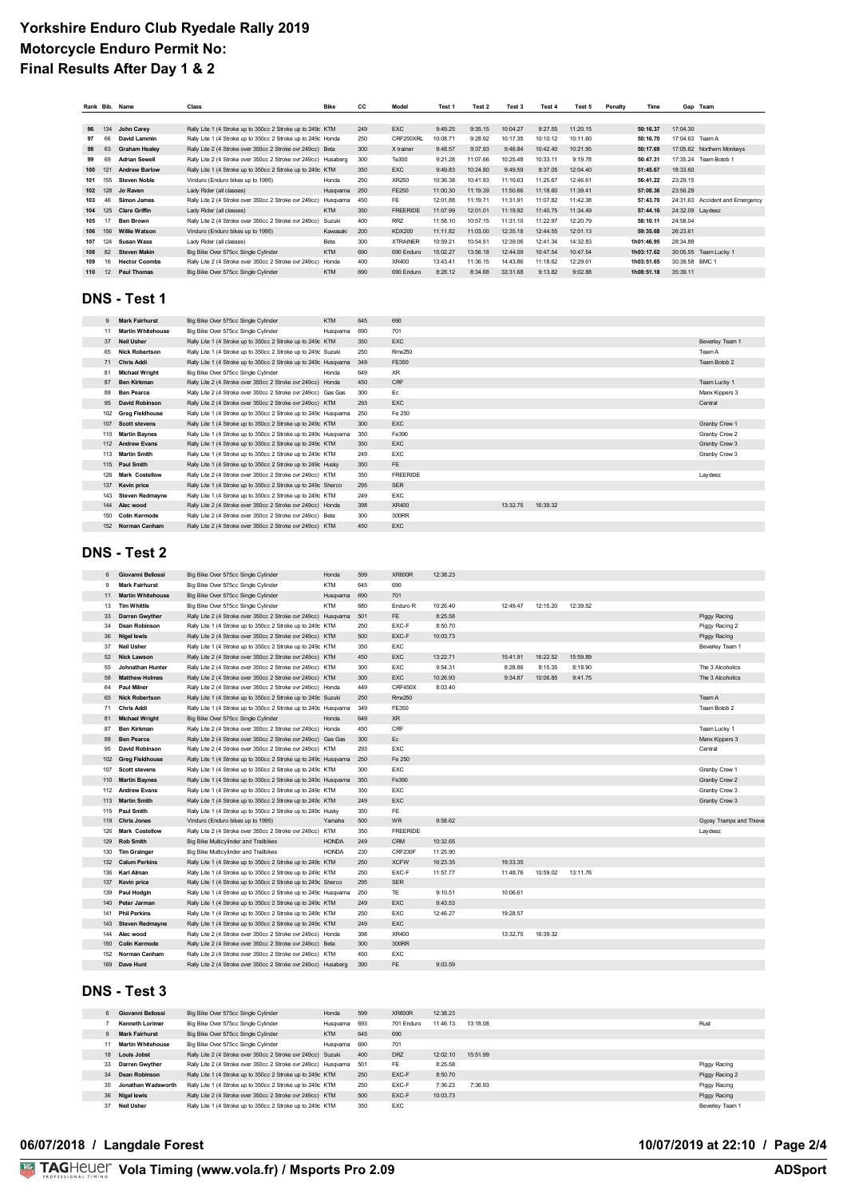# Yorkshire Enduro Club Ryedale Rally 2019
# Motorcycle Enduro Permit No:
# Final Results After Day 1 & 2

| Rank | Bib. | Name | Class | Bike | CC | Model | Test 1 | Test 2 | Test 3 | Test 4 | Test 5 | Penalty | Time | Gap | Team |
|---|---|---|---|---|---|---|---|---|---|---|---|---|---|---|---|
| 96 | 134 | John Carey | Rally Lite 1 (4 Stroke up to 350cc 2 Stroke up to 249c | KTM | 249 | EXC | 9:49.25 | 9:35.15 | 10:04.27 | 9:27.55 | 11:20.15 | | 50:16.37 | 17:04.30 | |
| 97 | 66 | David Lammin | Rally Lite 1 (4 Stroke up to 350cc 2 Stroke up to 249c | Honda | 250 | CRF250XRL | 10:08.71 | 9:28.92 | 10:17.35 | 10:10.12 | 10:11.60 | | 50:16.70 | 17:04.63 | Team A |
| 98 | 63 | Graham Healey | Rally Lite 2 (4 Stroke over 350cc 2 Stroke ovr 249cc) | Beta | 300 | X trainer | 9:48.57 | 9:37.93 | 9:46.84 | 10:42.40 | 10:21.95 | | 50:17.69 | 17:05.62 | Northern Monkeys |
| 99 | 69 | Adrian Sewell | Rally Lite 2 (4 Stroke over 350cc 2 Stroke ovr 249cc) | Husaberg | 300 | Te300 | 9:21.28 | 11:07.66 | 10:25.48 | 10:33.11 | 9:19.78 | | 50:47.31 | 17:35.24 | Team Botob 1 |
| 100 | 121 | Andrew Barlow | Rally Lite 1 (4 Stroke up to 350cc 2 Stroke up to 249c | KTM | 350 | EXC | 9:49.83 | 10:24.80 | 9:49.59 | 9:37.05 | 12:04.40 | | 51:45.67 | 18:33.60 | |
| 101 | 155 | Steven Noble | Vinduro (Enduro bikes up to 1995) | Honda | 250 | XR250 | 10:36.38 | 10:41.93 | 11:10.63 | 11:25.67 | 12:46.61 | | 56:41.22 | 23:29.15 | |
| 102 | 128 | Jo Raven | Lady Rider (all classes) | Husqvarna | 250 | FE250 | 11:00.30 | 11:19.39 | 11:50.66 | 11:18.60 | 11:39.41 | | 57:08.36 | 23:56.29 | |
| 103 | 46 | Simon James | Rally Lite 2 (4 Stroke over 350cc 2 Stroke ovr 249cc) | Husqvarna | 450 | FE | 12:01.88 | 11:19.71 | 11:31.91 | 11:07.82 | 11:42.38 | | 57:43.70 | 24:31.63 | Accident and Emergency |
| 104 | 125 | Clare Griffin | Lady Rider (all classes) | KTM | 350 | FREERIDE | 11:07.99 | 12:01.01 | 11:19.92 | 11:40.75 | 11:34.49 | | 57:44.16 | 24:32.09 | Laydeez |
| 105 | 17 | Ben Brown | Rally Lite 2 (4 Stroke over 350cc 2 Stroke ovr 249cc) | Suzuki | 400 | RRZ | 11:58.10 | 10:57.15 | 11:31.10 | 11:22.97 | 12:20.79 | | 58:10.11 | 24:58.04 | |
| 106 | 156 | Willie Watson | Vinduro (Enduro bikes up to 1995) | Kawasaki | 200 | KDX200 | 11:11.82 | 11:03.00 | 12:35.18 | 12:44.55 | 12:01.13 | | 59:35.68 | 26:23.61 | |
| 107 | 124 | Susan Wass | Lady Rider (all classes) | Beta | 300 | XTRAINER | 10:59.21 | 10:54.51 | 12:39.06 | 12:41.34 | 14:32.83 | | 1h01:46.95 | 28:34.88 | |
| 108 | 82 | Steven Makin | Big Bike Over 575cc Single Cylinder | KTM | 690 | 690 Enduro | 15:02.27 | 13:56.18 | 12:44.09 | 10:47.54 | 10:47.54 | | 1h03:17.62 | 30:05.55 | Team Lucky 1 |
| 109 | 16 | Hector Coombs | Rally Lite 2 (4 Stroke over 350cc 2 Stroke ovr 249cc) | Honda | 400 | XR400 | 13:43.41 | 11:36.15 | 14:43.86 | 11:18.62 | 12:29.61 | | 1h03:51.65 | 30:39.58 | BMC 1 |
| 110 | 12 | Paul Thomas | Big Bike Over 575cc Single Cylinder | KTM | 690 | 690 Enduro | 8:28.12 | 8:34.68 | 33:31.68 | 9:13.82 | 9:02.88 | | 1h08:51.18 | 35:39.11 | |

## DNS - Test 1

| Bib. | Name | Class | Bike | CC | Model | Test 1 | Test 2 | Test 3 | Test 4 | Test 5 | Team |
|---|---|---|---|---|---|---|---|---|---|---|---|
| 9 | Mark Fairhurst | Big Bike Over 575cc Single Cylinder | KTM | 645 | 690 | | | | | | |
| 11 | Martin Whitehouse | Big Bike Over 575cc Single Cylinder | Husqvarna | 690 | 701 | | | | | | |
| 37 | Neil Usher | Rally Lite 1 (4 Stroke up to 350cc 2 Stroke up to 249c | KTM | 350 | EXC | | | | | | Beverley Team 1 |
| 65 | Nick Robertson | Rally Lite 1 (4 Stroke up to 350cc 2 Stroke up to 249c | Suzuki | 250 | Rmx250 | | | | | | Team A |
| 71 | Chris Addi | Rally Lite 1 (4 Stroke up to 350cc 2 Stroke up to 249c | Husqvarna | 349 | FE350 | | | | | | Team Botob 2 |
| 81 | Michael Wright | Big Bike Over 575cc Single Cylinder | Honda | 649 | XR | | | | | | |
| 87 | Ben Kirkman | Rally Lite 2 (4 Stroke over 350cc 2 Stroke ovr 249cc) | Honda | 450 | CRF | | | | | | Team Lucky 1 |
| 88 | Ben Pearce | Rally Lite 2 (4 Stroke over 350cc 2 Stroke ovr 249cc) | Gas Gas | 300 | Ec | | | | | | Manx Kippers 3 |
| 95 | David Robinson | Rally Lite 2 (4 Stroke over 350cc 2 Stroke ovr 249cc) | KTM | 293 | EXC | | | | | | Central |
| 102 | Greg Fieldhouse | Rally Lite 1 (4 Stroke up to 350cc 2 Stroke up to 249c | Husqvarna | 250 | Fe 250 | | | | | | |
| 107 | Scott stevens | Rally Lite 1 (4 Stroke up to 350cc 2 Stroke up to 249c | KTM | 300 | EXC | | | | | | Granby Crew 1 |
| 110 | Martin Baynes | Rally Lite 1 (4 Stroke up to 350cc 2 Stroke up to 249c | Husqvarna | 350 | Fe390 | | | | | | Granby Crew 2 |
| 112 | Andrew Evans | Rally Lite 1 (4 Stroke up to 350cc 2 Stroke up to 249c | KTM | 350 | EXC | | | | | | Granby Crew 3 |
| 113 | Martin Smith | Rally Lite 1 (4 Stroke up to 350cc 2 Stroke up to 249c | KTM | 249 | EXC | | | | | | Granby Crew 3 |
| 115 | Paul Smith | Rally Lite 1 (4 Stroke up to 350cc 2 Stroke up to 249c | Husky | 350 | FE | | | | | | |
| 126 | Mark Costellow | Rally Lite 2 (4 Stroke over 350cc 2 Stroke ovr 249cc) | KTM | 350 | FREERIDE | | | | | | Laydeez |
| 137 | Kevin price | Rally Lite 1 (4 Stroke up to 350cc 2 Stroke up to 249c | Sherco | 295 | SER | | | | | | |
| 143 | Steven Redmayne | Rally Lite 1 (4 Stroke up to 350cc 2 Stroke up to 249c | KTM | 249 | EXC | | | | | | |
| 144 | Alec wood | Rally Lite 2 (4 Stroke over 350cc 2 Stroke ovr 249cc) | Honda | 398 | XR400 | | | 13:32.75 | 16:39.32 | | |
| 150 | Colin Kermode | Rally Lite 2 (4 Stroke over 350cc 2 Stroke ovr 249cc) | Beta | 300 | 300RR | | | | | | |
| 152 | Norman Canham | Rally Lite 2 (4 Stroke over 350cc 2 Stroke ovr 249cc) | KTM | 450 | EXC | | | | | | |

## DNS - Test 2

| Bib. | Name | Class | Bike | CC | Model | Test 1 | Test 2 | Test 3 | Test 4 | Test 5 | Team |
|---|---|---|---|---|---|---|---|---|---|---|---|
| 6 | Giovanni Beliossi | Big Bike Over 575cc Single Cylinder | Honda | 599 | XR600R | 12:38.23 | | | | | |
| 9 | Mark Fairhurst | Big Bike Over 575cc Single Cylinder | KTM | 645 | 690 | | | | | | |
| 11 | Martin Whitehouse | Big Bike Over 575cc Single Cylinder | Husqvarna | 690 | 701 | | | | | | |
| 13 | Tim Whittle | Big Bike Over 575cc Single Cylinder | KTM | 680 | Enduro R | 10:26.40 | | 12:49.47 | 12:15.20 | 12:39.52 | |
| 33 | Darren Gwyther | Rally Lite 2 (4 Stroke over 350cc 2 Stroke ovr 249cc) | Husqvarna | 501 | FE | 8:25.58 | | | | | Piggy Racing |
| 34 | Dean Robinson | Rally Lite 1 (4 Stroke up to 350cc 2 Stroke up to 249c | KTM | 250 | EXC-F | 8:50.70 | | | | | Piggy Racing 2 |
| 36 | Nigel lewis | Rally Lite 2 (4 Stroke over 350cc 2 Stroke ovr 249cc) | KTM | 500 | EXC-F | 10:03.73 | | | | | Piggy Racing |
| 37 | Neil Usher | Rally Lite 1 (4 Stroke up to 350cc 2 Stroke up to 249c | KTM | 350 | EXC | | | | | | Beverley Team 1 |
| 52 | Nick Lawson | Rally Lite 2 (4 Stroke over 350cc 2 Stroke ovr 249cc) | KTM | 450 | EXC | 13:22.71 | | 15:41.91 | 16:22.52 | 15:59.89 | |
| 55 | Johnathan Hunter | Rally Lite 2 (4 Stroke over 350cc 2 Stroke ovr 249cc) | KTM | 300 | EXC | 9:54.31 | | 8:28.86 | 8:15.35 | 8:18.90 | The 3 Alcoholics |
| 56 | Matthew Holmes | Rally Lite 2 (4 Stroke over 350cc 2 Stroke ovr 249cc) | KTM | 300 | EXC | 10:26.93 | | 9:34.87 | 10:06.85 | 9:41.75 | The 3 Alcoholics |
| 64 | Paul Milner | Rally Lite 2 (4 Stroke over 350cc 2 Stroke ovr 249cc) | Honda | 449 | CRF450X | 8:03.40 | | | | | |
| 65 | Nick Robertson | Rally Lite 1 (4 Stroke up to 350cc 2 Stroke up to 249c | Suzuki | 250 | Rmx250 | | | | | | Team A |
| 71 | Chris Addi | Rally Lite 1 (4 Stroke up to 350cc 2 Stroke up to 249c | Husqvarna | 349 | FE350 | | | | | | Team Botob 2 |
| 81 | Michael Wright | Big Bike Over 575cc Single Cylinder | Honda | 649 | XR | | | | | | |
| 87 | Ben Kirkman | Rally Lite 2 (4 Stroke over 350cc 2 Stroke ovr 249cc) | Honda | 450 | CRF | | | | | | Team Lucky 1 |
| 88 | Ben Pearce | Rally Lite 2 (4 Stroke over 350cc 2 Stroke ovr 249cc) | Gas Gas | 300 | Ec | | | | | | Manx Kippers 3 |
| 95 | David Robinson | Rally Lite 2 (4 Stroke over 350cc 2 Stroke ovr 249cc) | KTM | 293 | EXC | | | | | | Central |
| 102 | Greg Fieldhouse | Rally Lite 1 (4 Stroke up to 350cc 2 Stroke up to 249c | Husqvarna | 250 | Fe 250 | | | | | | |
| 107 | Scott stevens | Rally Lite 1 (4 Stroke up to 350cc 2 Stroke up to 249c | KTM | 300 | EXC | | | | | | Granby Crew 1 |
| 110 | Martin Baynes | Rally Lite 1 (4 Stroke up to 350cc 2 Stroke up to 249c | Husqvarna | 350 | Fe390 | | | | | | Granby Crew 2 |
| 112 | Andrew Evans | Rally Lite 1 (4 Stroke up to 350cc 2 Stroke up to 249c | KTM | 350 | EXC | | | | | | Granby Crew 3 |
| 113 | Martin Smith | Rally Lite 1 (4 Stroke up to 350cc 2 Stroke up to 249c | KTM | 249 | EXC | | | | | | Granby Crew 3 |
| 115 | Paul Smith | Rally Lite 1 (4 Stroke up to 350cc 2 Stroke up to 249c | Husky | 350 | FE | | | | | | |
| 119 | Chris Jones | Vinduro (Enduro bikes up to 1995) | Yamaha | 500 | WR | 9:58.62 | | | | | Gypsy Tramps and Thieve |
| 126 | Mark Costellow | Rally Lite 2 (4 Stroke over 350cc 2 Stroke ovr 249cc) | KTM | 350 | FREERIDE | | | | | | Laydeez |
| 129 | Rob Smith | Big Bike Multicylinder and Trailbikes | HONDA | 249 | CRM | 10:32.65 | | | | | |
| 130 | Tim Grainger | Big Bike Multicylinder and Trailbikes | HONDA | 230 | CRF230F | 11:25.90 | | | | | |
| 132 | Calum Perkins | Rally Lite 1 (4 Stroke up to 350cc 2 Stroke up to 249c | KTM | 250 | XCFW | 16:23.35 | | 19:33.35 | | | |
| 136 | Karl Alman | Rally Lite 1 (4 Stroke up to 350cc 2 Stroke up to 249c | KTM | 250 | EXC-F | 11:57.77 | | 11:48.76 | 10:59.02 | 13:11.76 | |
| 137 | Kevin price | Rally Lite 1 (4 Stroke up to 350cc 2 Stroke up to 249c | Sherco | 295 | SER | | | | | | |
| 139 | Paul Hodgin | Rally Lite 1 (4 Stroke up to 350cc 2 Stroke up to 249c | Husqvarna | 250 | TE | 9:10.51 | | 10:06.61 | | | |
| 140 | Peter Jarman | Rally Lite 1 (4 Stroke up to 350cc 2 Stroke up to 249c | KTM | 249 | EXC | 9:43.53 | | | | | |
| 141 | Phil Perkins | Rally Lite 1 (4 Stroke up to 350cc 2 Stroke up to 249c | KTM | 250 | EXC | 12:46.27 | | 19:28.57 | | | |
| 143 | Steven Redmayne | Rally Lite 1 (4 Stroke up to 350cc 2 Stroke up to 249c | KTM | 249 | EXC | | | | | | |
| 144 | Alec wood | Rally Lite 2 (4 Stroke over 350cc 2 Stroke ovr 249cc) | Honda | 398 | XR400 | | | 13:32.75 | 16:39.32 | | |
| 150 | Colin Kermode | Rally Lite 2 (4 Stroke over 350cc 2 Stroke ovr 249cc) | Beta | 300 | 300RR | | | | | | |
| 152 | Norman Canham | Rally Lite 2 (4 Stroke over 350cc 2 Stroke ovr 249cc) | KTM | 450 | EXC | | | | | | |
| 169 | Dave Hunt | Rally Lite 2 (4 Stroke over 350cc 2 Stroke ovr 249cc) | Husaberg | 390 | FE | 9:03.59 | | | | | |

## DNS - Test 3

| Bib. | Name | Class | Bike | CC | Model | Test 1 | Test 2 | Test 3 | Test 4 | Test 5 | Team |
|---|---|---|---|---|---|---|---|---|---|---|---|
| 6 | Giovanni Beliossi | Big Bike Over 575cc Single Cylinder | Honda | 599 | XR600R | 12:38.23 | | | | | |
| 7 | Kenneth Lorimer | Big Bike Over 575cc Single Cylinder | Husqvarna | 693 | 701 Enduro | 11:46.13 | 13:18.08 | | | | Rust |
| 9 | Mark Fairhurst | Big Bike Over 575cc Single Cylinder | KTM | 645 | 690 | | | | | | |
| 11 | Martin Whitehouse | Big Bike Over 575cc Single Cylinder | Husqvarna | 690 | 701 | | | | | | |
| 18 | Louis Jobst | Rally Lite 2 (4 Stroke over 350cc 2 Stroke ovr 249cc) | Suzuki | 400 | DRZ | 12:02.10 | 15:51.99 | | | | |
| 33 | Darren Gwyther | Rally Lite 2 (4 Stroke over 350cc 2 Stroke ovr 249cc) | Husqvarna | 501 | FE | 8:25.58 | | | | | Piggy Racing |
| 34 | Dean Robinson | Rally Lite 1 (4 Stroke up to 350cc 2 Stroke up to 249c | KTM | 250 | EXC-F | 8:50.70 | | | | | Piggy Racing 2 |
| 35 | Jonathan Wadsworth | Rally Lite 1 (4 Stroke up to 350cc 2 Stroke up to 249c | KTM | 250 | EXC-F | 7:36.23 | 7:36.93 | | | | Piggy Racing |
| 36 | Nigel lewis | Rally Lite 2 (4 Stroke over 350cc 2 Stroke ovr 249cc) | KTM | 500 | EXC-F | 10:03.73 | | | | | Piggy Racing |
| 37 | Neil Usher | Rally Lite 1 (4 Stroke up to 350cc 2 Stroke up to 249c | KTM | 350 | EXC | | | | | | Beverley Team 1 |

**06/07/2018 / Langdale Forest** — **10/07/2019 at 22:10**

TAGHeuer Vola Timing (www.vola.fr) / Msports Pro 2.09 — ADSport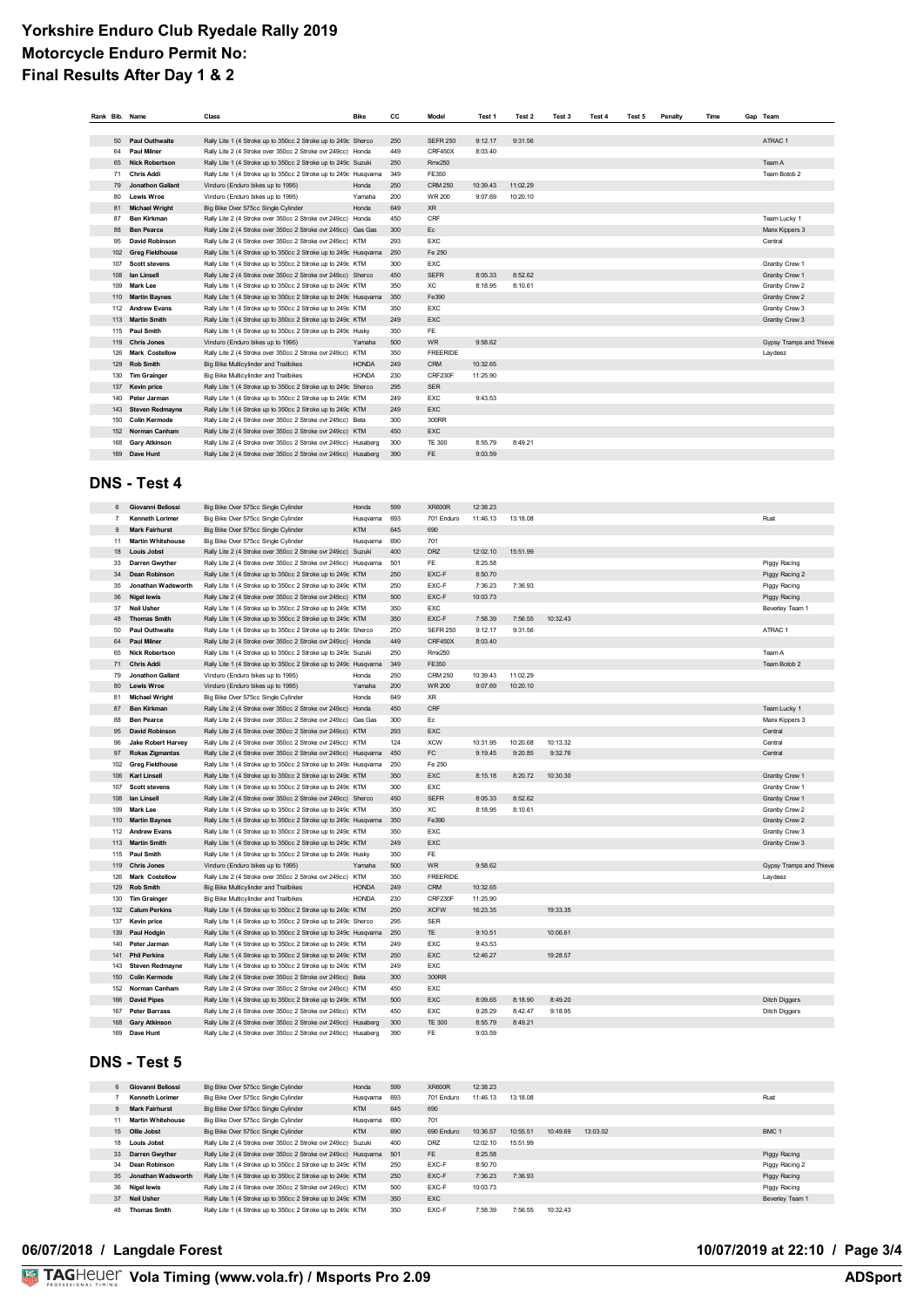# Yorkshire Enduro Club Ryedale Rally 2019
# Motorcycle Enduro Permit No:
# Final Results After Day 1 & 2

| Rank | Bib. | Name | Class | Bike | CC | Model | Test 1 | Test 2 | Test 3 | Test 4 | Test 5 | Penalty | Time | Gap | Team |
|---|---|---|---|---|---|---|---|---|---|---|---|---|---|---|---|
| | 50 | Paul Outhwaite | Rally Lite 1 (4 Stroke up to 350cc 2 Stroke up to 249c | Sherco | 250 | SEFR 250 | 9:12.17 | 9:31.56 | | | | | | | ATRAC 1 |
| | 64 | Paul Milner | Rally Lite 2 (4 Stroke over 350cc 2 Stroke ovr 249cc) | Honda | 449 | CRF450X | 8:03.40 | | | | | | | | |
| | 65 | Nick Robertson | Rally Lite 1 (4 Stroke up to 350cc 2 Stroke up to 249c | Suzuki | 250 | Rmx250 | | | | | | | | | Team A |
| | 71 | Chris Addi | Rally Lite 1 (4 Stroke up to 350cc 2 Stroke up to 249c | Husqvarna | 349 | FE350 | | | | | | | | | Team Botob 2 |
| | 79 | Jonathon Gallant | Vinduro (Enduro bikes up to 1995) | Honda | 250 | CRM 250 | 10:39.43 | 11:02.29 | | | | | | | |
| | 80 | Lewis Wroe | Vinduro (Enduro bikes up to 1995) | Yamaha | 200 | WR 200 | 9:07.69 | 10:20.10 | | | | | | | |
| | 81 | Michael Wright | Big Bike Over 575cc Single Cylinder | Honda | 649 | XR | | | | | | | | | |
| | 87 | Ben Kirkman | Rally Lite 2 (4 Stroke over 350cc 2 Stroke ovr 249cc) | Honda | 450 | CRF | | | | | | | | | Team Lucky 1 |
| | 88 | Ben Pearce | Rally Lite 2 (4 Stroke over 350cc 2 Stroke ovr 249cc) | Gas Gas | 300 | Ec | | | | | | | | | Manx Kippers 3 |
| | 95 | David Robinson | Rally Lite 2 (4 Stroke over 350cc 2 Stroke ovr 249cc) | KTM | 293 | EXC | | | | | | | | | Central |
| | 102 | Greg Fieldhouse | Rally Lite 1 (4 Stroke up to 350cc 2 Stroke up to 249c | Husqvarna | 250 | Fe 250 | | | | | | | | | |
| | 107 | Scott stevens | Rally Lite 1 (4 Stroke up to 350cc 2 Stroke up to 249c | KTM | 300 | EXC | | | | | | | | | Granby Crew 1 |
| | 108 | Ian Linsell | Rally Lite 2 (4 Stroke over 350cc 2 Stroke ovr 249cc) | Sherco | 450 | SEFR | 8:05.33 | 8:52.62 | | | | | | | Granby Crew 1 |
| | 109 | Mark Lee | Rally Lite 1 (4 Stroke up to 350cc 2 Stroke up to 249c | KTM | 350 | XC | 8:18.95 | 8:10.61 | | | | | | | Granby Crew 2 |
| | 110 | Martin Baynes | Rally Lite 1 (4 Stroke up to 350cc 2 Stroke up to 249c | Husqvarna | 350 | Fe390 | | | | | | | | | Granby Crew 2 |
| | 112 | Andrew Evans | Rally Lite 1 (4 Stroke up to 350cc 2 Stroke up to 249c | KTM | 350 | EXC | | | | | | | | | Granby Crew 3 |
| | 113 | Martin Smith | Rally Lite 1 (4 Stroke up to 350cc 2 Stroke up to 249c | KTM | 249 | EXC | | | | | | | | | Granby Crew 3 |
| | 115 | Paul Smith | Rally Lite 1 (4 Stroke up to 350cc 2 Stroke up to 249c | Husky | 350 | FE | | | | | | | | | |
| | 119 | Chris Jones | Vinduro (Enduro bikes up to 1995) | Yamaha | 500 | WR | 9:58.62 | | | | | | | | Gypsy Tramps and Thieve |
| | 126 | Mark Costellow | Rally Lite 2 (4 Stroke over 350cc 2 Stroke ovr 249cc) | KTM | 350 | FREERIDE | | | | | | | | | Laydeez |
| | 129 | Rob Smith | Big Bike Multicylinder and Trailbikes | HONDA | 249 | CRM | 10:32.65 | | | | | | | | |
| | 130 | Tim Grainger | Big Bike Multicylinder and Trailbikes | HONDA | 230 | CRF230F | 11:25.90 | | | | | | | | |
| | 137 | Kevin price | Rally Lite 1 (4 Stroke up to 350cc 2 Stroke up to 249c | Sherco | 295 | SER | | | | | | | | | |
| | 140 | Peter Jarman | Rally Lite 1 (4 Stroke up to 350cc 2 Stroke up to 249c | KTM | 249 | EXC | 9:43.53 | | | | | | | | |
| | 143 | Steven Redmayne | Rally Lite 1 (4 Stroke up to 350cc 2 Stroke up to 249c | KTM | 249 | EXC | | | | | | | | | |
| | 150 | Colin Kermode | Rally Lite 2 (4 Stroke over 350cc 2 Stroke ovr 249cc) | Beta | 300 | 300RR | | | | | | | | | |
| | 152 | Norman Canham | Rally Lite 2 (4 Stroke over 350cc 2 Stroke ovr 249cc) | KTM | 450 | EXC | | | | | | | | | |
| | 168 | Gary Atkinson | Rally Lite 2 (4 Stroke over 350cc 2 Stroke ovr 249cc) | Husaberg | 300 | TE 300 | 8:55.79 | 8:49.21 | | | | | | | |
| | 169 | Dave Hunt | Rally Lite 2 (4 Stroke over 350cc 2 Stroke ovr 249cc) | Husaberg | 390 | FE | 9:03.59 | | | | | | | | |

## DNS - Test 4

| Rank | Bib. | Name | Class | Bike | CC | Model | Test 1 | Test 2 | Test 3 | Test 4 | Test 5 | Penalty | Time | Gap | Team |
|---|---|---|---|---|---|---|---|---|---|---|---|---|---|---|---|
| | 6 | Giovanni Beliossi | Big Bike Over 575cc Single Cylinder | Honda | 599 | XR600R | 12:38.23 | | | | | | | | |
| | 7 | Kenneth Lorimer | Big Bike Over 575cc Single Cylinder | Husqvarna | 693 | 701 Enduro | 11:46.13 | 13:18.08 | | | | | | | Rust |
| | 9 | Mark Fairhurst | Big Bike Over 575cc Single Cylinder | KTM | 645 | 690 | | | | | | | | | |
| | 11 | Martin Whitehouse | Big Bike Over 575cc Single Cylinder | Husqvarna | 690 | 701 | | | | | | | | | |
| | 18 | Louis Jobst | Rally Lite 2 (4 Stroke over 350cc 2 Stroke ovr 249cc) | Suzuki | 400 | DRZ | 12:02.10 | 15:51.99 | | | | | | | |
| | 33 | Darren Gwyther | Rally Lite 2 (4 Stroke over 350cc 2 Stroke ovr 249cc) | Husqvarna | 501 | FE | 8:25.58 | | | | | | | | Piggy Racing |
| | 34 | Dean Robinson | Rally Lite 1 (4 Stroke up to 350cc 2 Stroke up to 249c | KTM | 250 | EXC-F | 8:50.70 | | | | | | | | Piggy Racing 2 |
| | 35 | Jonathan Wadsworth | Rally Lite 1 (4 Stroke up to 350cc 2 Stroke up to 249c | KTM | 250 | EXC-F | 7:36.23 | 7:36.93 | | | | | | | Piggy Racing |
| | 36 | Nigel lewis | Rally Lite 2 (4 Stroke over 350cc 2 Stroke ovr 249cc) | KTM | 500 | EXC-F | 10:03.73 | | | | | | | | Piggy Racing |
| | 37 | Neil Usher | Rally Lite 1 (4 Stroke up to 350cc 2 Stroke up to 249c | KTM | 350 | EXC | | | | | | | | | Beverley Team 1 |
| | 48 | Thomas Smith | Rally Lite 1 (4 Stroke up to 350cc 2 Stroke up to 249c | KTM | 350 | EXC-F | 7:58.39 | 7:56.55 | 10:32.43 | | | | | | |
| | 50 | Paul Outhwaite | Rally Lite 1 (4 Stroke up to 350cc 2 Stroke up to 249c | Sherco | 250 | SEFR 250 | 9:12.17 | 9:31.56 | | | | | | | ATRAC 1 |
| | 64 | Paul Milner | Rally Lite 2 (4 Stroke over 350cc 2 Stroke ovr 249cc) | Honda | 449 | CRF450X | 8:03.40 | | | | | | | | |
| | 65 | Nick Robertson | Rally Lite 1 (4 Stroke up to 350cc 2 Stroke up to 249c | Suzuki | 250 | Rmx250 | | | | | | | | | Team A |
| | 71 | Chris Addi | Rally Lite 1 (4 Stroke up to 350cc 2 Stroke up to 249c | Husqvarna | 349 | FE350 | | | | | | | | | Team Botob 2 |
| | 79 | Jonathon Gallant | Vinduro (Enduro bikes up to 1995) | Honda | 250 | CRM 250 | 10:39.43 | 11:02.29 | | | | | | | |
| | 80 | Lewis Wroe | Vinduro (Enduro bikes up to 1995) | Yamaha | 200 | WR 200 | 9:07.69 | 10:20.10 | | | | | | | |
| | 81 | Michael Wright | Big Bike Over 575cc Single Cylinder | Honda | 649 | XR | | | | | | | | | |
| | 87 | Ben Kirkman | Rally Lite 2 (4 Stroke over 350cc 2 Stroke ovr 249cc) | Honda | 450 | CRF | | | | | | | | | Team Lucky 1 |
| | 88 | Ben Pearce | Rally Lite 2 (4 Stroke over 350cc 2 Stroke ovr 249cc) | Gas Gas | 300 | Ec | | | | | | | | | Manx Kippers 3 |
| | 95 | David Robinson | Rally Lite 2 (4 Stroke over 350cc 2 Stroke ovr 249cc) | KTM | 293 | EXC | | | | | | | | | Central |
| | 96 | Jake Robert Harvey | Rally Lite 2 (4 Stroke over 350cc 2 Stroke ovr 249cc) | KTM | 124 | XCW | 10:31.95 | 10:20.68 | 10:13.32 | | | | | | Central |
| | 97 | Rokas Zigmantas | Rally Lite 2 (4 Stroke over 350cc 2 Stroke ovr 249cc) | Husqvarna | 450 | FC | 9:19.45 | 9:20.85 | 9:32.76 | | | | | | Central |
| | 102 | Greg Fieldhouse | Rally Lite 1 (4 Stroke up to 350cc 2 Stroke up to 249c | Husqvarna | 250 | Fe 250 | | | | | | | | | |
| | 106 | Karl Linsell | Rally Lite 1 (4 Stroke up to 350cc 2 Stroke up to 249c | KTM | 350 | EXC | 8:15.18 | 8:20.72 | 10:30.30 | | | | | | Granby Crew 1 |
| | 107 | Scott stevens | Rally Lite 1 (4 Stroke up to 350cc 2 Stroke up to 249c | KTM | 300 | EXC | | | | | | | | | Granby Crew 1 |
| | 108 | Ian Linsell | Rally Lite 2 (4 Stroke over 350cc 2 Stroke ovr 249cc) | Sherco | 450 | SEFR | 8:05.33 | 8:52.62 | | | | | | | Granby Crew 1 |
| | 109 | Mark Lee | Rally Lite 1 (4 Stroke up to 350cc 2 Stroke up to 249c | KTM | 350 | XC | 8:18.95 | 8:10.61 | | | | | | | Granby Crew 2 |
| | 110 | Martin Baynes | Rally Lite 1 (4 Stroke up to 350cc 2 Stroke up to 249c | Husqvarna | 350 | Fe390 | | | | | | | | | Granby Crew 2 |
| | 112 | Andrew Evans | Rally Lite 1 (4 Stroke up to 350cc 2 Stroke up to 249c | KTM | 350 | EXC | | | | | | | | | Granby Crew 3 |
| | 113 | Martin Smith | Rally Lite 1 (4 Stroke up to 350cc 2 Stroke up to 249c | KTM | 249 | EXC | | | | | | | | | Granby Crew 3 |
| | 115 | Paul Smith | Rally Lite 1 (4 Stroke up to 350cc 2 Stroke up to 249c | Husky | 350 | FE | | | | | | | | | |
| | 119 | Chris Jones | Vinduro (Enduro bikes up to 1995) | Yamaha | 500 | WR | 9:58.62 | | | | | | | | Gypsy Tramps and Thieve |
| | 126 | Mark Costellow | Rally Lite 2 (4 Stroke over 350cc 2 Stroke ovr 249cc) | KTM | 350 | FREERIDE | | | | | | | | | Laydeez |
| | 129 | Rob Smith | Big Bike Multicylinder and Trailbikes | HONDA | 249 | CRM | 10:32.65 | | | | | | | | |
| | 130 | Tim Grainger | Big Bike Multicylinder and Trailbikes | HONDA | 230 | CRF230F | 11:25.90 | | | | | | | | |
| | 132 | Calum Perkins | Rally Lite 1 (4 Stroke up to 350cc 2 Stroke up to 249c | KTM | 250 | XCFW | 16:23.35 | | 19:33.35 | | | | | | |
| | 137 | Kevin price | Rally Lite 1 (4 Stroke up to 350cc 2 Stroke up to 249c | Sherco | 295 | SER | | | | | | | | | |
| | 139 | Paul Hodgin | Rally Lite 1 (4 Stroke up to 350cc 2 Stroke up to 249c | Husqvarna | 250 | TE | 9:10.51 | | 10:06.61 | | | | | | |
| | 140 | Peter Jarman | Rally Lite 1 (4 Stroke up to 350cc 2 Stroke up to 249c | KTM | 249 | EXC | 9:43.53 | | | | | | | | |
| | 141 | Phil Perkins | Rally Lite 1 (4 Stroke up to 350cc 2 Stroke up to 249c | KTM | 250 | EXC | 12:46.27 | | 19:28.57 | | | | | | |
| | 143 | Steven Redmayne | Rally Lite 1 (4 Stroke up to 350cc 2 Stroke up to 249c | KTM | 249 | EXC | | | | | | | | | |
| | 150 | Colin Kermode | Rally Lite 2 (4 Stroke over 350cc 2 Stroke ovr 249cc) | Beta | 300 | 300RR | | | | | | | | | |
| | 152 | Norman Canham | Rally Lite 2 (4 Stroke over 350cc 2 Stroke ovr 249cc) | KTM | 450 | EXC | | | | | | | | | |
| | 166 | David Pipes | Rally Lite 1 (4 Stroke up to 350cc 2 Stroke up to 249c | KTM | 500 | EXC | 8:09.65 | 8:18.90 | 8:49.20 | | | | | | Ditch Diggers |
| | 167 | Peter Barrass | Rally Lite 2 (4 Stroke over 350cc 2 Stroke ovr 249cc) | KTM | 450 | EXC | 9:28.29 | 8:42.47 | 9:18.95 | | | | | | Ditch Diggers |
| | 168 | Gary Atkinson | Rally Lite 2 (4 Stroke over 350cc 2 Stroke ovr 249cc) | Husaberg | 300 | TE 300 | 8:55.79 | 8:49.21 | | | | | | | |
| | 169 | Dave Hunt | Rally Lite 2 (4 Stroke over 350cc 2 Stroke ovr 249cc) | Husaberg | 390 | FE | 9:03.59 | | | | | | | | |

## DNS - Test 5

| Rank | Bib. | Name | Class | Bike | CC | Model | Test 1 | Test 2 | Test 3 | Test 4 | Test 5 | Penalty | Time | Gap | Team |
|---|---|---|---|---|---|---|---|---|---|---|---|---|---|---|---|
| | 6 | Giovanni Beliossi | Big Bike Over 575cc Single Cylinder | Honda | 599 | XR600R | 12:38.23 | | | | | | | | |
| | 7 | Kenneth Lorimer | Big Bike Over 575cc Single Cylinder | Husqvarna | 693 | 701 Enduro | 11:46.13 | 13:18.08 | | | | | | | Rust |
| | 9 | Mark Fairhurst | Big Bike Over 575cc Single Cylinder | KTM | 645 | 690 | | | | | | | | | |
| | 11 | Martin Whitehouse | Big Bike Over 575cc Single Cylinder | Husqvarna | 690 | 701 | | | | | | | | | |
| | 15 | Ollie Jobst | Big Bike Over 575cc Single Cylinder | KTM | 690 | 690 Enduro | 10:36.57 | 10:55.51 | 10:49.69 | 13:03.02 | | | | | BMC 1 |
| | 18 | Louis Jobst | Rally Lite 2 (4 Stroke over 350cc 2 Stroke ovr 249cc) | Suzuki | 400 | DRZ | 12:02.10 | 15:51.99 | | | | | | | |
| | 33 | Darren Gwyther | Rally Lite 2 (4 Stroke over 350cc 2 Stroke ovr 249cc) | Husqvarna | 501 | FE | 8:25.58 | | | | | | | | Piggy Racing |
| | 34 | Dean Robinson | Rally Lite 1 (4 Stroke up to 350cc 2 Stroke up to 249c | KTM | 250 | EXC-F | 8:50.70 | | | | | | | | Piggy Racing 2 |
| | 35 | Jonathan Wadsworth | Rally Lite 1 (4 Stroke up to 350cc 2 Stroke up to 249c | KTM | 250 | EXC-F | 7:36.23 | 7:36.93 | | | | | | | Piggy Racing |
| | 36 | Nigel lewis | Rally Lite 2 (4 Stroke over 350cc 2 Stroke ovr 249cc) | KTM | 500 | EXC-F | 10:03.73 | | | | | | | | Piggy Racing |
| | 37 | Neil Usher | Rally Lite 1 (4 Stroke up to 350cc 2 Stroke up to 249c | KTM | 350 | EXC | | | | | | | | | Beverley Team 1 |
| | 48 | Thomas Smith | Rally Lite 1 (4 Stroke up to 350cc 2 Stroke up to 249c | KTM | 350 | EXC-F | 7:58.39 | 7:56.55 | 10:32.43 | | | | | | |

06/07/2018 / Langdale Forest

10/07/2019 at 22:10

TAGHeuer Vola Timing (www.vola.fr) / Msports Pro 2.09 — ADSport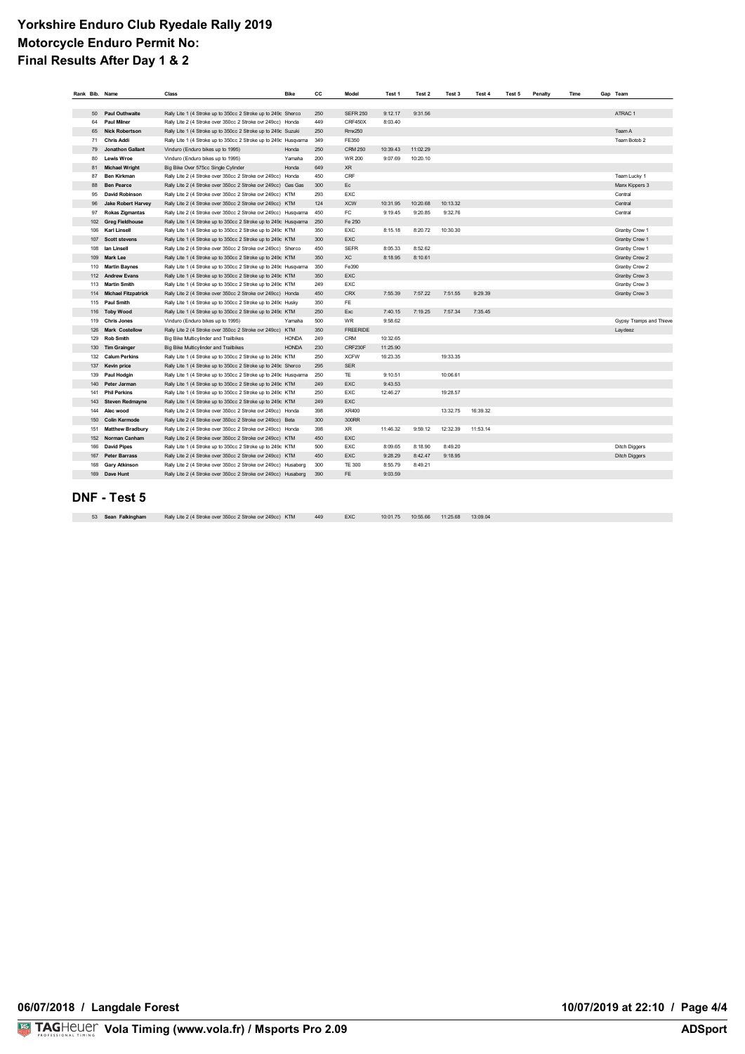# Yorkshire Enduro Club Ryedale Rally 2019
# Motorcycle Enduro Permit No:
# Final Results After Day 1 & 2

| Rank | Bib. | Name | Class | Bike | CC | Model | Test 1 | Test 2 | Test 3 | Test 4 | Test 5 | Penalty | Time | Gap | Team |
|---|---|---|---|---|---|---|---|---|---|---|---|---|---|---|---|
| | 50 | Paul Outhwaite | Rally Lite 1 (4 Stroke up to 350cc 2 Stroke up to 249c | Sherco | 250 | SEFR 250 | 9:12.17 | 9:31.56 | | | | | | | ATRAC 1 |
| | 64 | Paul Milner | Rally Lite 2 (4 Stroke over 350cc 2 Stroke ovr 249cc) | Honda | 449 | CRF450X | 8:03.40 | | | | | | | | |
| | 65 | Nick Robertson | Rally Lite 1 (4 Stroke up to 350cc 2 Stroke up to 249c | Suzuki | 250 | Rmx250 | | | | | | | | | Team A |
| | 71 | Chris Addi | Rally Lite 1 (4 Stroke up to 350cc 2 Stroke up to 249c | Husqvarna | 349 | FE350 | | | | | | | | | Team Botob 2 |
| | 79 | Jonathon Gallant | Vinduro (Enduro bikes up to 1995) | Honda | 250 | CRM 250 | 10:39.43 | 11:02.29 | | | | | | | |
| | 80 | Lewis Wroe | Vinduro (Enduro bikes up to 1995) | Yamaha | 200 | WR 200 | 9:07.69 | 10:20.10 | | | | | | | |
| | 81 | Michael Wright | Big Bike Over 575cc Single Cylinder | Honda | 649 | XR | | | | | | | | | |
| | 87 | Ben Kirkman | Rally Lite 2 (4 Stroke over 350cc 2 Stroke ovr 249cc) | Honda | 450 | CRF | | | | | | | | | Team Lucky 1 |
| | 88 | Ben Pearce | Rally Lite 2 (4 Stroke over 350cc 2 Stroke ovr 249cc) | Gas Gas | 300 | Ec | | | | | | | | | Manx Kippers 3 |
| | 95 | David Robinson | Rally Lite 2 (4 Stroke over 350cc 2 Stroke ovr 249cc) | KTM | 293 | EXC | | | | | | | | | Central |
| | 96 | Jake Robert Harvey | Rally Lite 2 (4 Stroke over 350cc 2 Stroke ovr 249cc) | KTM | 124 | XCW | 10:31.95 | 10:20.68 | 10:13.32 | | | | | | Central |
| | 97 | Rokas Zigmantas | Rally Lite 2 (4 Stroke over 350cc 2 Stroke ovr 249cc) | Husqvarna | 450 | FC | 9:19.45 | 9:20.85 | 9:32.76 | | | | | | Central |
| | 102 | Greg Fieldhouse | Rally Lite 1 (4 Stroke up to 350cc 2 Stroke up to 249c | Husqvarna | 250 | Fe 250 | | | | | | | | | |
| | 106 | Karl Linsell | Rally Lite 1 (4 Stroke up to 350cc 2 Stroke up to 249c | KTM | 350 | EXC | 8:15.18 | 8:20.72 | 10:30.30 | | | | | | Granby Crew 1 |
| | 107 | Scott stevens | Rally Lite 1 (4 Stroke up to 350cc 2 Stroke up to 249c | KTM | 300 | EXC | | | | | | | | | Granby Crew 1 |
| | 108 | Ian Linsell | Rally Lite 2 (4 Stroke over 350cc 2 Stroke ovr 249cc) | Sherco | 450 | SEFR | 8:05.33 | 8:52.62 | | | | | | | Granby Crew 1 |
| | 109 | Mark Lee | Rally Lite 1 (4 Stroke up to 350cc 2 Stroke up to 249c | KTM | 350 | XC | 8:18.95 | 8:10.61 | | | | | | | Granby Crew 2 |
| | 110 | Martin Baynes | Rally Lite 1 (4 Stroke up to 350cc 2 Stroke up to 249c | Husqvarna | 350 | Fe390 | | | | | | | | | Granby Crew 2 |
| | 112 | Andrew Evans | Rally Lite 1 (4 Stroke up to 350cc 2 Stroke up to 249c | KTM | 350 | EXC | | | | | | | | | Granby Crew 3 |
| | 113 | Martin Smith | Rally Lite 1 (4 Stroke up to 350cc 2 Stroke up to 249c | KTM | 249 | EXC | | | | | | | | | Granby Crew 3 |
| | 114 | Michael Fitzpatrick | Rally Lite 2 (4 Stroke over 350cc 2 Stroke ovr 249cc) | Honda | 450 | CRX | 7:55.39 | 7:57.22 | 7:51.55 | 9:29.39 | | | | | Granby Crew 3 |
| | 115 | Paul Smith | Rally Lite 1 (4 Stroke up to 350cc 2 Stroke up to 249c | Husky | 350 | FE | | | | | | | | | |
| | 116 | Toby Wood | Rally Lite 1 (4 Stroke up to 350cc 2 Stroke up to 249c | KTM | 250 | Exc | 7:40.15 | 7:19.25 | 7:57.34 | 7:35.45 | | | | | |
| | 119 | Chris Jones | Vinduro (Enduro bikes up to 1995) | Yamaha | 500 | WR | 9:58.62 | | | | | | | | Gypsy Tramps and Thieve |
| | 126 | Mark Costellow | Rally Lite 2 (4 Stroke over 350cc 2 Stroke ovr 249cc) | KTM | 350 | FREERIDE | | | | | | | | | Laydeez |
| | 129 | Rob Smith | Big Bike Multicylinder and Trailbikes | HONDA | 249 | CRM | 10:32.65 | | | | | | | | |
| | 130 | Tim Grainger | Big Bike Multicylinder and Trailbikes | HONDA | 230 | CRF230F | 11:25.90 | | | | | | | | |
| | 132 | Calum Perkins | Rally Lite 1 (4 Stroke up to 350cc 2 Stroke up to 249c | KTM | 250 | XCFW | 16:23.35 | | 19:33.35 | | | | | | |
| | 137 | Kevin price | Rally Lite 1 (4 Stroke up to 350cc 2 Stroke up to 249c | Sherco | 295 | SER | | | | | | | | | |
| | 139 | Paul Hodgin | Rally Lite 1 (4 Stroke up to 350cc 2 Stroke up to 249c | Husqvarna | 250 | TE | 9:10.51 | | 10:06.61 | | | | | | |
| | 140 | Peter Jarman | Rally Lite 1 (4 Stroke up to 350cc 2 Stroke up to 249c | KTM | 249 | EXC | 9:43.53 | | | | | | | | |
| | 141 | Phil Perkins | Rally Lite 1 (4 Stroke up to 350cc 2 Stroke up to 249c | KTM | 250 | EXC | 12:46.27 | | 19:28.57 | | | | | | |
| | 143 | Steven Redmayne | Rally Lite 1 (4 Stroke up to 350cc 2 Stroke up to 249c | KTM | 249 | EXC | | | | | | | | | |
| | 144 | Alec wood | Rally Lite 2 (4 Stroke over 350cc 2 Stroke ovr 249cc) | Honda | 398 | XR400 | | | 13:32.75 | 16:39.32 | | | | | |
| | 150 | Colin Kermode | Rally Lite 2 (4 Stroke over 350cc 2 Stroke ovr 249cc) | Beta | 300 | 300RR | | | | | | | | | |
| | 151 | Matthew Bradbury | Rally Lite 2 (4 Stroke over 350cc 2 Stroke ovr 249cc) | Honda | 398 | XR | 11:46.32 | 9:59.12 | 12:32.39 | 11:53.14 | | | | | |
| | 152 | Norman Canham | Rally Lite 2 (4 Stroke over 350cc 2 Stroke ovr 249cc) | KTM | 450 | EXC | | | | | | | | | |
| | 166 | David Pipes | Rally Lite 1 (4 Stroke up to 350cc 2 Stroke up to 249c | KTM | 500 | EXC | 8:09.65 | 8:18.90 | 8:49.20 | | | | | | Ditch Diggers |
| | 167 | Peter Barrass | Rally Lite 2 (4 Stroke over 350cc 2 Stroke ovr 249cc) | KTM | 450 | EXC | 9:28.29 | 8:42.47 | 9:18.95 | | | | | | Ditch Diggers |
| | 168 | Gary Atkinson | Rally Lite 2 (4 Stroke over 350cc 2 Stroke ovr 249cc) | Husaberg | 300 | TE 300 | 8:55.79 | 8:49.21 | | | | | | | |
| | 169 | Dave Hunt | Rally Lite 2 (4 Stroke over 350cc 2 Stroke ovr 249cc) | Husaberg | 390 | FE | 9:03.59 | | | | | | | | |

## DNF - Test 5

| | | | | | | | | | | |
|---|---|---|---|---|---|---|---|---|---|---|
| 53 | Sean Falkingham | Rally Lite 2 (4 Stroke over 350cc 2 Stroke ovr 249cc) | KTM | 449 | EXC | 10:01.75 | 10:55.66 | 11:25.68 | 13:09.04 | |

06/07/2018 / Langdale Forest

10/07/2019 at 22:10

TAGHeuer Vola Timing (www.vola.fr) / Msports Pro 2.09

ADSport